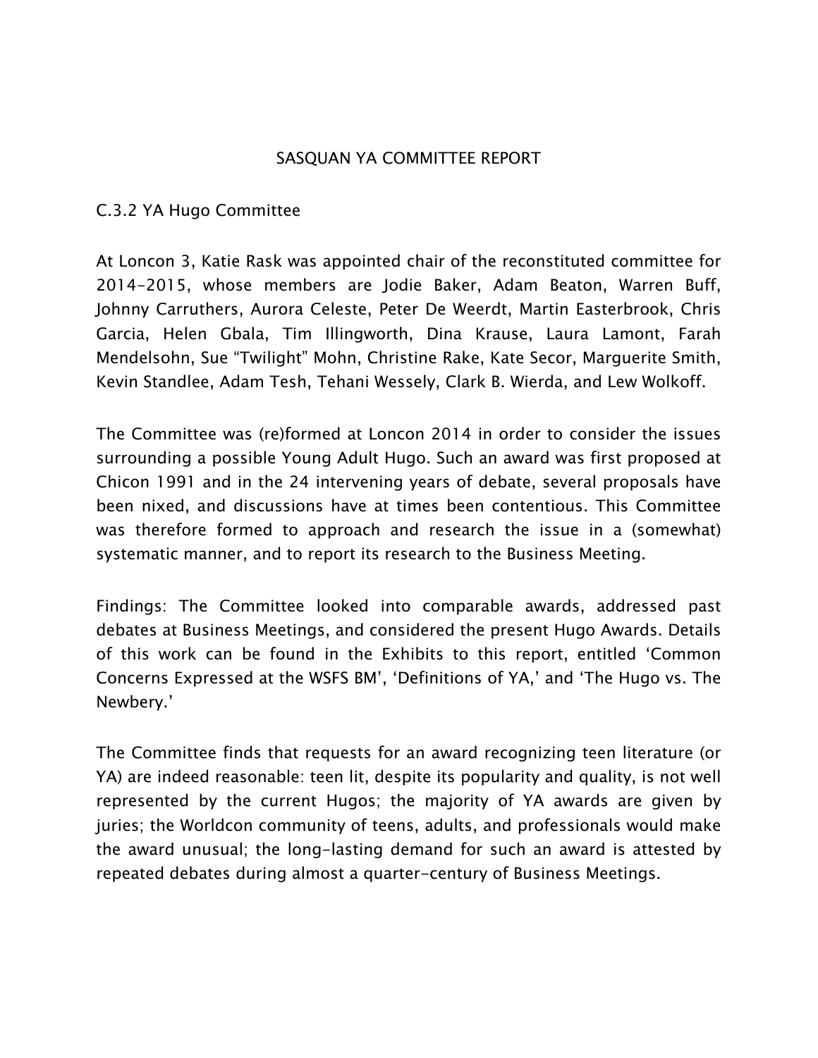# SASQUAN YA COMMITTEE REPORT

## C.3.2 YA Hugo Committee

At Loncon 3, Katie Rask was appointed chair of the reconstituted committee for 2014-2015, whose members are Jodie Baker, Adam Beaton, Warren Buff, Johnny Carruthers, Aurora Celeste, Peter De Weerdt, Martin Easterbrook, Chris Garcia, Helen Gbala, Tim Illingworth, Dina Krause, Laura Lamont, Farah Mendelsohn, Sue "Twilight" Mohn, Christine Rake, Kate Secor, Marguerite Smith, Kevin Standlee, Adam Tesh, Tehani Wessely, Clark B. Wierda, and Lew Wolkoff.

The Committee was (re)formed at Loncon 2014 in order to consider the issues surrounding a possible Young Adult Hugo. Such an award was first proposed at Chicon 1991 and in the 24 intervening years of debate, several proposals have been nixed, and discussions have at times been contentious. This Committee was therefore formed to approach and research the issue in a (somewhat) systematic manner, and to report its research to the Business Meeting.

Findings: The Committee looked into comparable awards, addressed past debates at Business Meetings, and considered the present Hugo Awards. Details of this work can be found in the Exhibits to this report, entitled 'Common Concerns Expressed at the WSFS BM', 'Definitions of YA,' and 'The Hugo vs. The Newbery.'

The Committee finds that requests for an award recognizing teen literature (or YA) are indeed reasonable: teen lit, despite its popularity and quality, is not well represented by the current Hugos; the majority of YA awards are given by juries; the Worldcon community of teens, adults, and professionals would make the award unusual; the long-lasting demand for such an award is attested by repeated debates during almost a quarter-century of Business Meetings.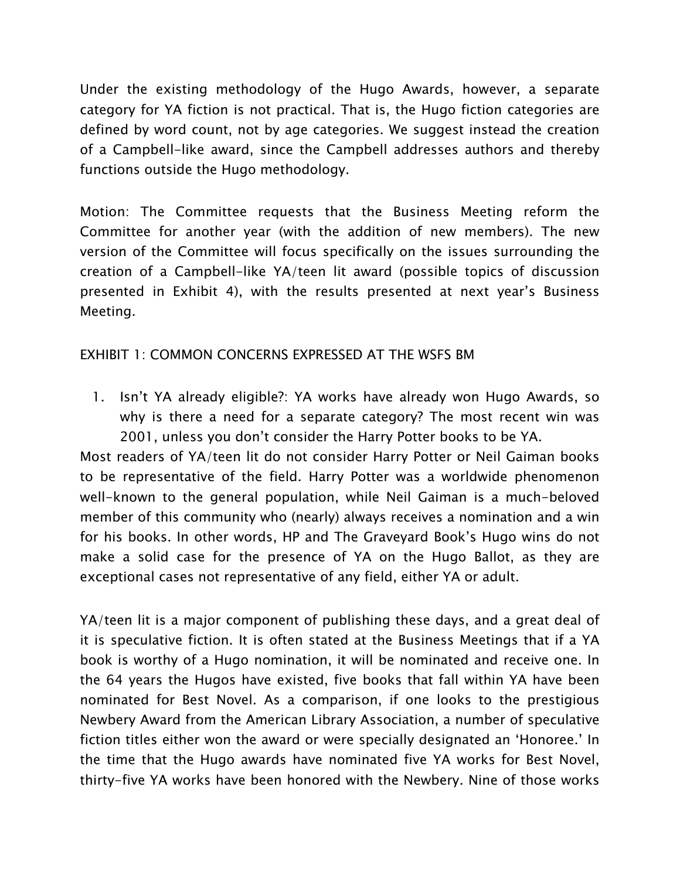Under the existing methodology of the Hugo Awards, however, a separate category for YA fiction is not practical. That is, the Hugo fiction categories are defined by word count, not by age categories. We suggest instead the creation of a Campbell-like award, since the Campbell addresses authors and thereby functions outside the Hugo methodology.

Motion: The Committee requests that the Business Meeting reform the Committee for another year (with the addition of new members). The new version of the Committee will focus specifically on the issues surrounding the creation of a Campbell-like YA/teen lit award (possible topics of discussion presented in Exhibit 4), with the results presented at next year's Business Meeting.

EXHIBIT 1: COMMON CONCERNS EXPRESSED AT THE WSFS BM

1. Isn't YA already eligible?: YA works have already won Hugo Awards, so why is there a need for a separate category? The most recent win was 2001, unless you don't consider the Harry Potter books to be YA.

Most readers of YA/teen lit do not consider Harry Potter or Neil Gaiman books to be representative of the field. Harry Potter was a worldwide phenomenon well-known to the general population, while Neil Gaiman is a much-beloved member of this community who (nearly) always receives a nomination and a win for his books. In other words, HP and The Graveyard Book's Hugo wins do not make a solid case for the presence of YA on the Hugo Ballot, as they are exceptional cases not representative of any field, either YA or adult.

YA/teen lit is a major component of publishing these days, and a great deal of it is speculative fiction. It is often stated at the Business Meetings that if a YA book is worthy of a Hugo nomination, it will be nominated and receive one. In the 64 years the Hugos have existed, five books that fall within YA have been nominated for Best Novel. As a comparison, if one looks to the prestigious Newbery Award from the American Library Association, a number of speculative fiction titles either won the award or were specially designated an 'Honoree.' In the time that the Hugo awards have nominated five YA works for Best Novel, thirty-five YA works have been honored with the Newbery. Nine of those works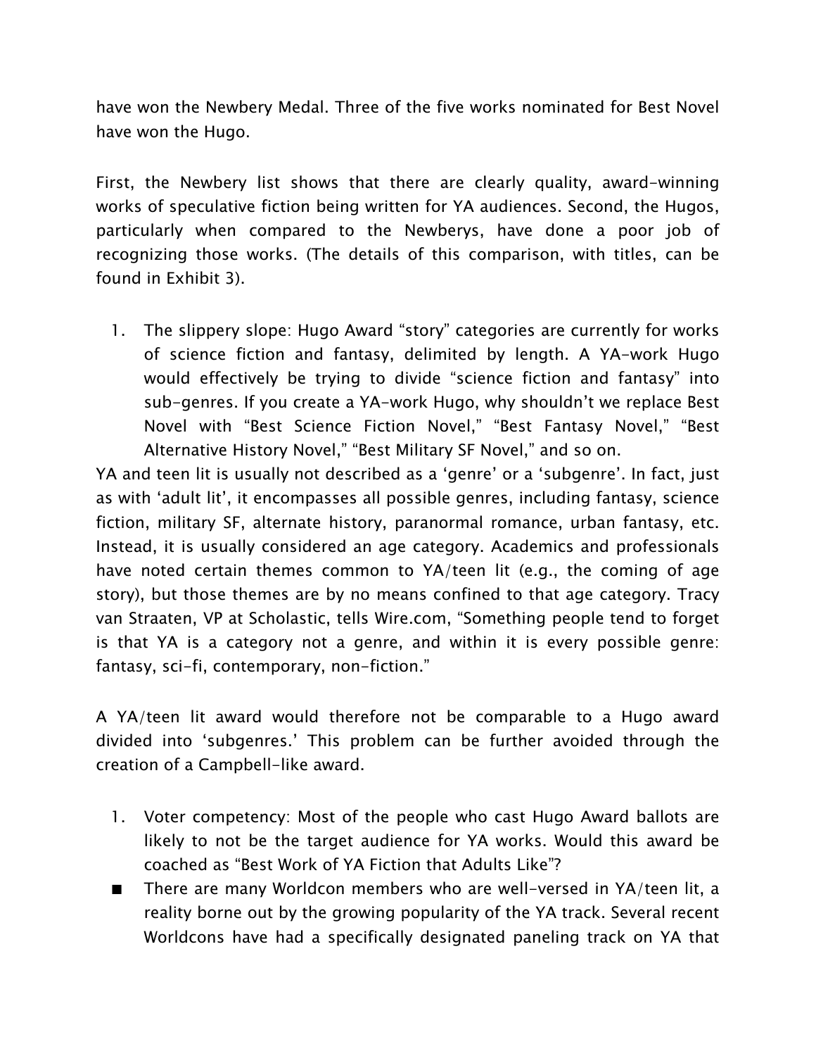have won the Newbery Medal. Three of the five works nominated for Best Novel have won the Hugo.

First, the Newbery list shows that there are clearly quality, award-winning works of speculative fiction being written for YA audiences. Second, the Hugos, particularly when compared to the Newberys, have done a poor job of recognizing those works. (The details of this comparison, with titles, can be found in Exhibit 3).

1. The slippery slope: Hugo Award "story" categories are currently for works of science fiction and fantasy, delimited by length. A YA-work Hugo would effectively be trying to divide "science fiction and fantasy" into sub-genres. If you create a YA-work Hugo, why shouldn't we replace Best Novel with "Best Science Fiction Novel," "Best Fantasy Novel," "Best Alternative History Novel," "Best Military SF Novel," and so on.

YA and teen lit is usually not described as a 'genre' or a 'subgenre'. In fact, just as with 'adult lit', it encompasses all possible genres, including fantasy, science fiction, military SF, alternate history, paranormal romance, urban fantasy, etc. Instead, it is usually considered an age category. Academics and professionals have noted certain themes common to YA/teen lit (e.g., the coming of age story), but those themes are by no means confined to that age category. Tracy van Straaten, VP at Scholastic, tells Wire.com, "Something people tend to forget is that YA is a category not a genre, and within it is every possible genre: fantasy, sci-fi, contemporary, non-fiction."

A YA/teen lit award would therefore not be comparable to a Hugo award divided into 'subgenres.' This problem can be further avoided through the creation of a Campbell-like award.

1. Voter competency: Most of the people who cast Hugo Award ballots are likely to not be the target audience for YA works. Would this award be coached as "Best Work of YA Fiction that Adults Like"?

- There are many Worldcon members who are well-versed in YA/teen lit, a reality borne out by the growing popularity of the YA track. Several recent Worldcons have had a specifically designated paneling track on YA that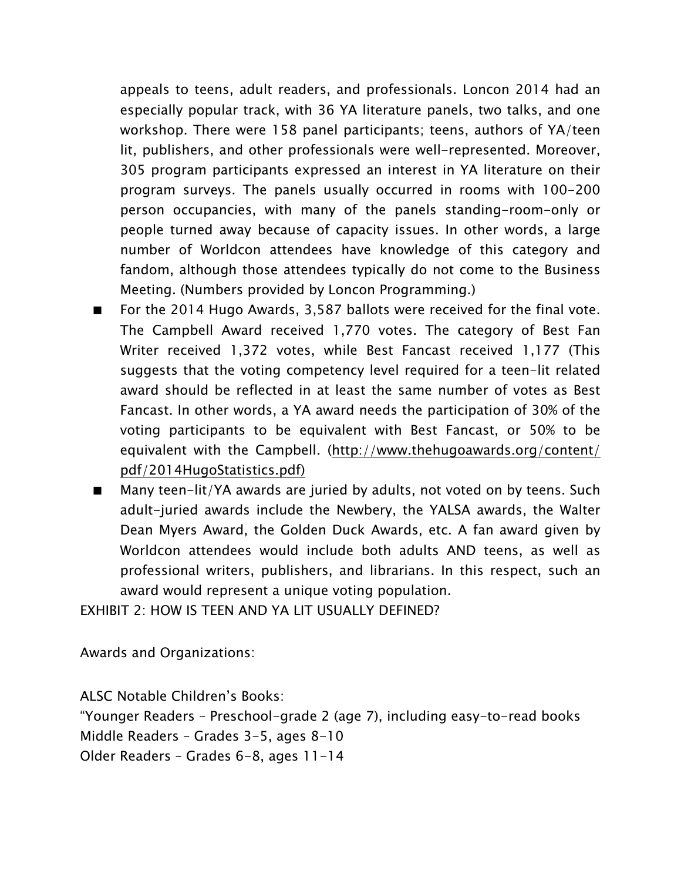appeals to teens, adult readers, and professionals. Loncon 2014 had an especially popular track, with 36 YA literature panels, two talks, and one workshop. There were 158 panel participants; teens, authors of YA/teen lit, publishers, and other professionals were well-represented. Moreover, 305 program participants expressed an interest in YA literature on their program surveys. The panels usually occurred in rooms with 100-200 person occupancies, with many of the panels standing-room-only or people turned away because of capacity issues. In other words, a large number of Worldcon attendees have knowledge of this category and fandom, although those attendees typically do not come to the Business Meeting. (Numbers provided by Loncon Programming.)

- For the 2014 Hugo Awards, 3,587 ballots were received for the final vote. The Campbell Award received 1,770 votes. The category of Best Fan Writer received 1,372 votes, while Best Fancast received 1,177 (This suggests that the voting competency level required for a teen-lit related award should be reflected in at least the same number of votes as Best Fancast. In other words, a YA award needs the participation of 30% of the voting participants to be equivalent with Best Fancast, or 50% to be equivalent with the Campbell. (http://www.thehugoawards.org/content/pdf/2014HugoStatistics.pdf)
- Many teen-lit/YA awards are juried by adults, not voted on by teens. Such adult-juried awards include the Newbery, the YALSA awards, the Walter Dean Myers Award, the Golden Duck Awards, etc. A fan award given by Worldcon attendees would include both adults AND teens, as well as professional writers, publishers, and librarians. In this respect, such an award would represent a unique voting population.

EXHIBIT 2: HOW IS TEEN AND YA LIT USUALLY DEFINED?

Awards and Organizations:

ALSC Notable Children's Books:
"Younger Readers – Preschool-grade 2 (age 7), including easy-to-read books
Middle Readers – Grades 3-5, ages 8-10
Older Readers – Grades 6-8, ages 11-14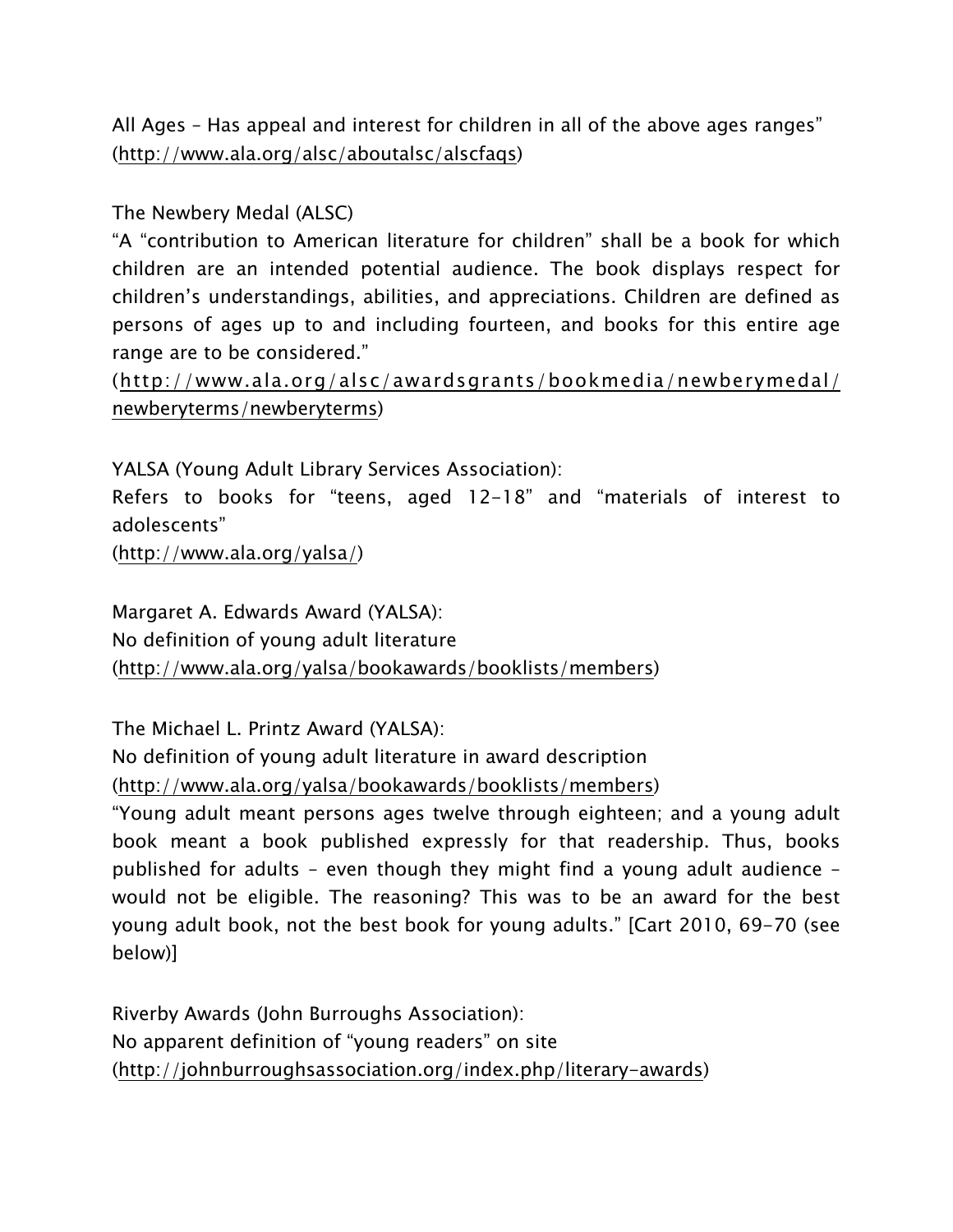All Ages – Has appeal and interest for children in all of the above ages ranges" (http://www.ala.org/alsc/aboutalsc/alscfaqs)

The Newbery Medal (ALSC)
"A "contribution to American literature for children" shall be a book for which children are an intended potential audience. The book displays respect for children's understandings, abilities, and appreciations. Children are defined as persons of ages up to and including fourteen, and books for this entire age range are to be considered."
(http://www.ala.org/alsc/awardsgrants/bookmedia/newberymedal/newberyterms/newberyterms)

YALSA (Young Adult Library Services Association):
Refers to books for "teens, aged 12-18" and "materials of interest to adolescents"
(http://www.ala.org/yalsa/)

Margaret A. Edwards Award (YALSA):
No definition of young adult literature
(http://www.ala.org/yalsa/bookawards/booklists/members)

The Michael L. Printz Award (YALSA):
No definition of young adult literature in award description
(http://www.ala.org/yalsa/bookawards/booklists/members)
"Young adult meant persons ages twelve through eighteen; and a young adult book meant a book published expressly for that readership. Thus, books published for adults – even though they might find a young adult audience – would not be eligible. The reasoning? This was to be an award for the best young adult book, not the best book for young adults." [Cart 2010, 69-70 (see below)]

Riverby Awards (John Burroughs Association):
No apparent definition of "young readers" on site
(http://johnburroughsassociation.org/index.php/literary-awards)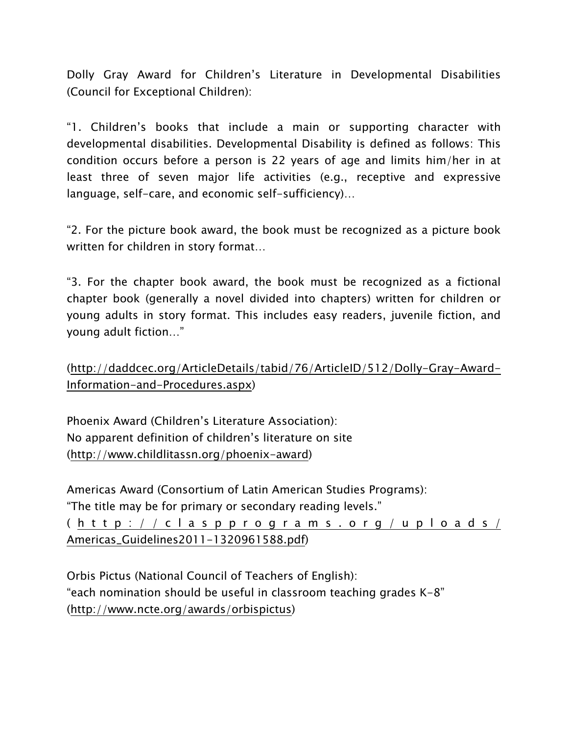Dolly Gray Award for Children's Literature in Developmental Disabilities (Council for Exceptional Children):

"1. Children's books that include a main or supporting character with developmental disabilities. Developmental Disability is defined as follows: This condition occurs before a person is 22 years of age and limits him/her in at least three of seven major life activities (e.g., receptive and expressive language, self-care, and economic self-sufficiency)…

"2. For the picture book award, the book must be recognized as a picture book written for children in story format…

"3. For the chapter book award, the book must be recognized as a fictional chapter book (generally a novel divided into chapters) written for children or young adults in story format. This includes easy readers, juvenile fiction, and young adult fiction…"

(http://daddcec.org/ArticleDetails/tabid/76/ArticleID/512/Dolly-Gray-Award-Information-and-Procedures.aspx)

Phoenix Award (Children's Literature Association):
No apparent definition of children's literature on site
(http://www.childlitassn.org/phoenix-award)

Americas Award (Consortium of Latin American Studies Programs):
"The title may be for primary or secondary reading levels."
(http://claspprograms.org/uploads/Americas_Guidelines2011-1320961588.pdf)

Orbis Pictus (National Council of Teachers of English):
"each nomination should be useful in classroom teaching grades K-8"
(http://www.ncte.org/awards/orbispictus)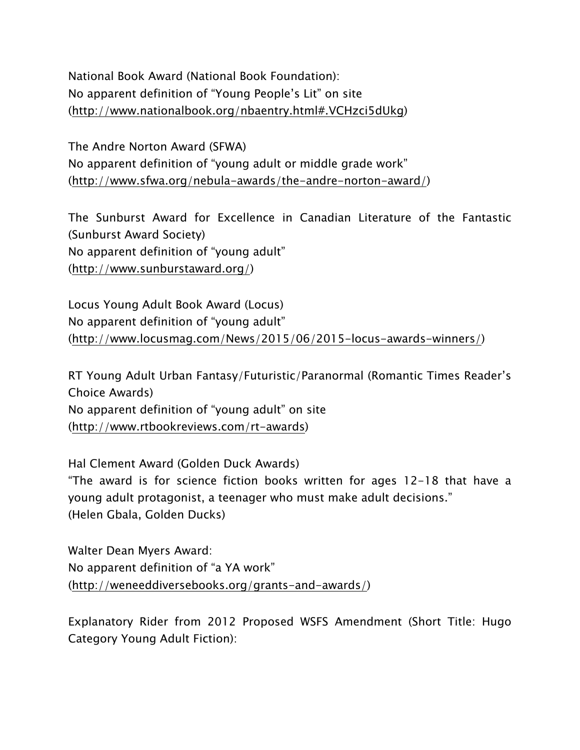National Book Award (National Book Foundation):
No apparent definition of “Young People’s Lit” on site
(http://www.nationalbook.org/nbaentry.html#.VCHzci5dUkg)

The Andre Norton Award (SFWA)
No apparent definition of “young adult or middle grade work”
(http://www.sfwa.org/nebula-awards/the-andre-norton-award/)

The Sunburst Award for Excellence in Canadian Literature of the Fantastic (Sunburst Award Society)
No apparent definition of “young adult”
(http://www.sunburstaward.org/)

Locus Young Adult Book Award (Locus)
No apparent definition of “young adult”
(http://www.locusmag.com/News/2015/06/2015-locus-awards-winners/)

RT Young Adult Urban Fantasy/Futuristic/Paranormal (Romantic Times Reader’s Choice Awards)
No apparent definition of “young adult” on site
(http://www.rtbookreviews.com/rt-awards)

Hal Clement Award (Golden Duck Awards)
“The award is for science fiction books written for ages 12-18 that have a young adult protagonist, a teenager who must make adult decisions.”
(Helen Gbala, Golden Ducks)

Walter Dean Myers Award:
No apparent definition of “a YA work”
(http://weneeddiversebooks.org/grants-and-awards/)

Explanatory Rider from 2012 Proposed WSFS Amendment (Short Title: Hugo Category Young Adult Fiction):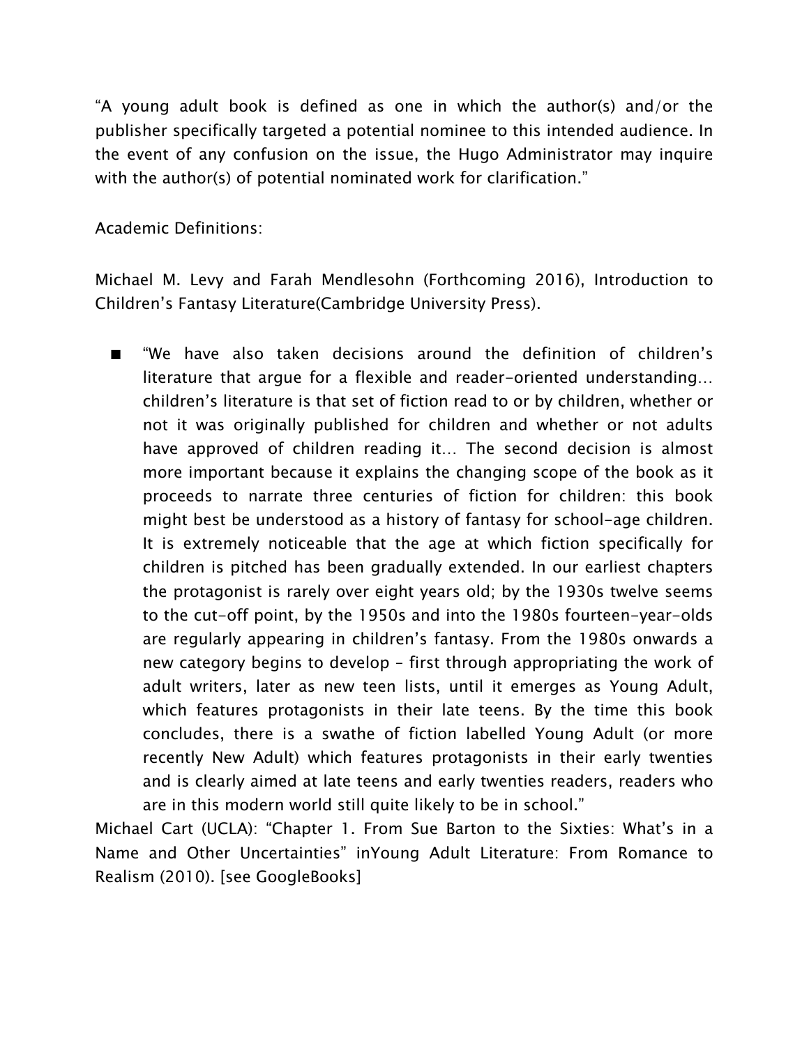"A young adult book is defined as one in which the author(s) and/or the publisher specifically targeted a potential nominee to this intended audience. In the event of any confusion on the issue, the Hugo Administrator may inquire with the author(s) of potential nominated work for clarification."

Academic Definitions:

Michael M. Levy and Farah Mendlesohn (Forthcoming 2016), Introduction to Children's Fantasy Literature(Cambridge University Press).

- "We have also taken decisions around the definition of children's literature that argue for a flexible and reader-oriented understanding… children's literature is that set of fiction read to or by children, whether or not it was originally published for children and whether or not adults have approved of children reading it… The second decision is almost more important because it explains the changing scope of the book as it proceeds to narrate three centuries of fiction for children: this book might best be understood as a history of fantasy for school-age children. It is extremely noticeable that the age at which fiction specifically for children is pitched has been gradually extended. In our earliest chapters the protagonist is rarely over eight years old; by the 1930s twelve seems to the cut-off point, by the 1950s and into the 1980s fourteen-year-olds are regularly appearing in children's fantasy. From the 1980s onwards a new category begins to develop – first through appropriating the work of adult writers, later as new teen lists, until it emerges as Young Adult, which features protagonists in their late teens. By the time this book concludes, there is a swathe of fiction labelled Young Adult (or more recently New Adult) which features protagonists in their early twenties and is clearly aimed at late teens and early twenties readers, readers who are in this modern world still quite likely to be in school."

Michael Cart (UCLA): "Chapter 1. From Sue Barton to the Sixties: What's in a Name and Other Uncertainties" inYoung Adult Literature: From Romance to Realism (2010). [see GoogleBooks]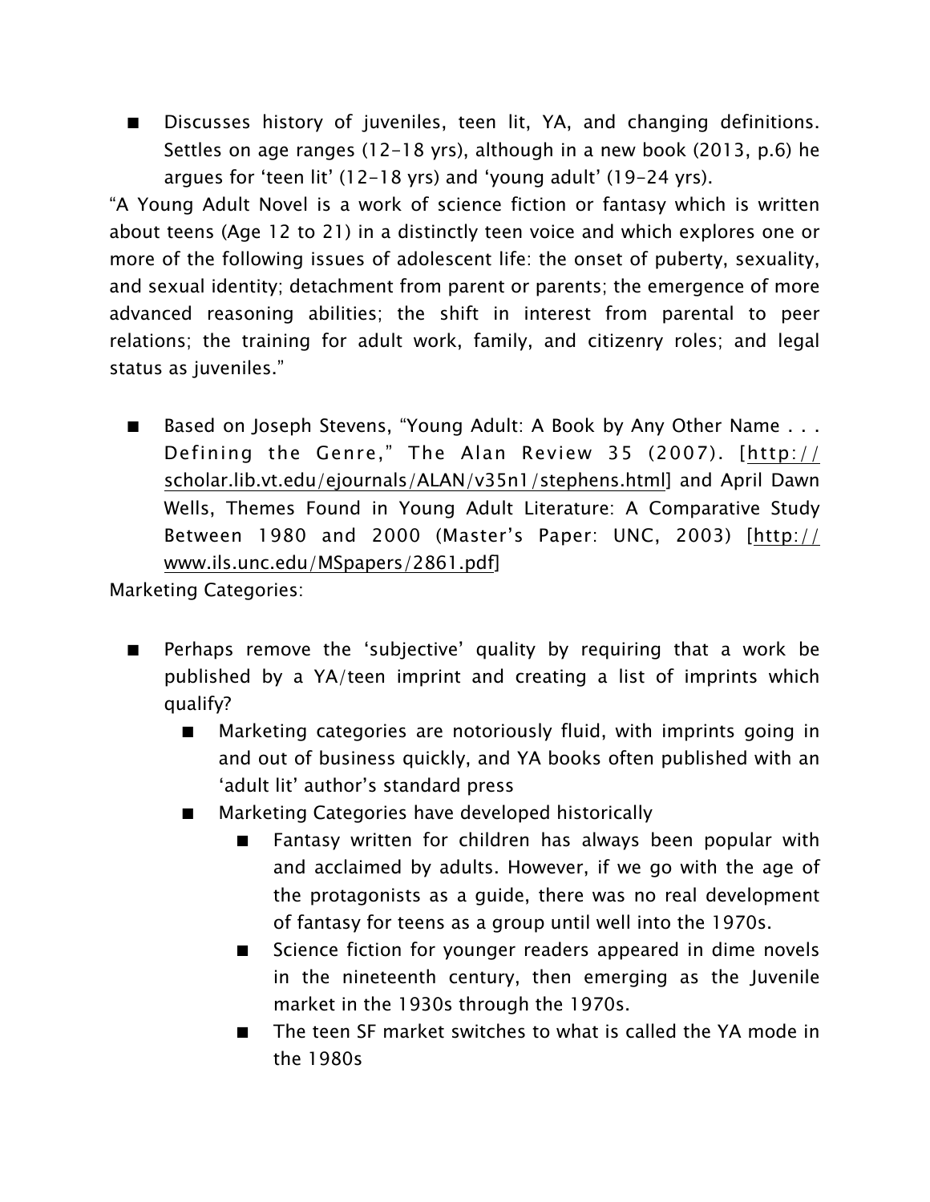- Discusses history of juveniles, teen lit, YA, and changing definitions. Settles on age ranges (12-18 yrs), although in a new book (2013, p.6) he argues for 'teen lit' (12-18 yrs) and 'young adult' (19-24 yrs).

"A Young Adult Novel is a work of science fiction or fantasy which is written about teens (Age 12 to 21) in a distinctly teen voice and which explores one or more of the following issues of adolescent life: the onset of puberty, sexuality, and sexual identity; detachment from parent or parents; the emergence of more advanced reasoning abilities; the shift in interest from parental to peer relations; the training for adult work, family, and citizenry roles; and legal status as juveniles."

- Based on Joseph Stevens, "Young Adult: A Book by Any Other Name . . . Defining the Genre," The Alan Review 35 (2007). [http://scholar.lib.vt.edu/ejournals/ALAN/v35n1/stephens.html] and April Dawn Wells, Themes Found in Young Adult Literature: A Comparative Study Between 1980 and 2000 (Master's Paper: UNC, 2003) [http://www.ils.unc.edu/MSpapers/2861.pdf]

Marketing Categories:

- Perhaps remove the 'subjective' quality by requiring that a work be published by a YA/teen imprint and creating a list of imprints which qualify?
  - Marketing categories are notoriously fluid, with imprints going in and out of business quickly, and YA books often published with an 'adult lit' author's standard press
  - Marketing Categories have developed historically
    - Fantasy written for children has always been popular with and acclaimed by adults. However, if we go with the age of the protagonists as a guide, there was no real development of fantasy for teens as a group until well into the 1970s.
    - Science fiction for younger readers appeared in dime novels in the nineteenth century, then emerging as the Juvenile market in the 1930s through the 1970s.
    - The teen SF market switches to what is called the YA mode in the 1980s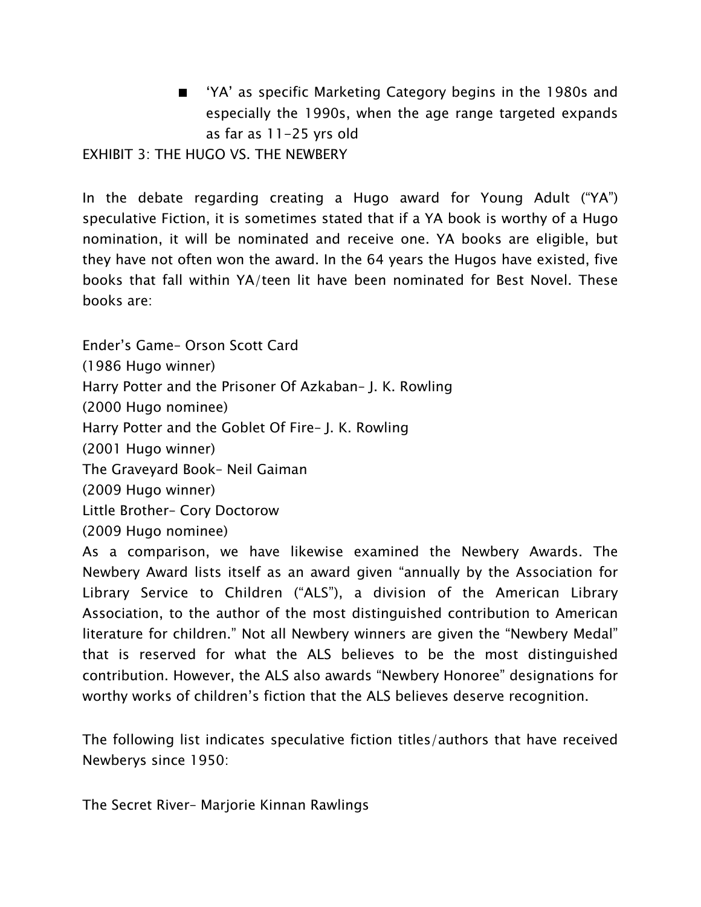- 'YA' as specific Marketing Category begins in the 1980s and especially the 1990s, when the age range targeted expands as far as 11-25 yrs old

EXHIBIT 3: THE HUGO VS. THE NEWBERY

In the debate regarding creating a Hugo award for Young Adult ("YA") speculative Fiction, it is sometimes stated that if a YA book is worthy of a Hugo nomination, it will be nominated and receive one. YA books are eligible, but they have not often won the award. In the 64 years the Hugos have existed, five books that fall within YA/teen lit have been nominated for Best Novel. These books are:

Ender's Game– Orson Scott Card
(1986 Hugo winner)
Harry Potter and the Prisoner Of Azkaban– J. K. Rowling
(2000 Hugo nominee)
Harry Potter and the Goblet Of Fire– J. K. Rowling
(2001 Hugo winner)
The Graveyard Book– Neil Gaiman
(2009 Hugo winner)
Little Brother– Cory Doctorow
(2009 Hugo nominee)
As a comparison, we have likewise examined the Newbery Awards. The Newbery Award lists itself as an award given "annually by the Association for Library Service to Children ("ALS"), a division of the American Library Association, to the author of the most distinguished contribution to American literature for children." Not all Newbery winners are given the "Newbery Medal" that is reserved for what the ALS believes to be the most distinguished contribution. However, the ALS also awards "Newbery Honoree" designations for worthy works of children's fiction that the ALS believes deserve recognition.

The following list indicates speculative fiction titles/authors that have received Newberys since 1950:

The Secret River– Marjorie Kinnan Rawlings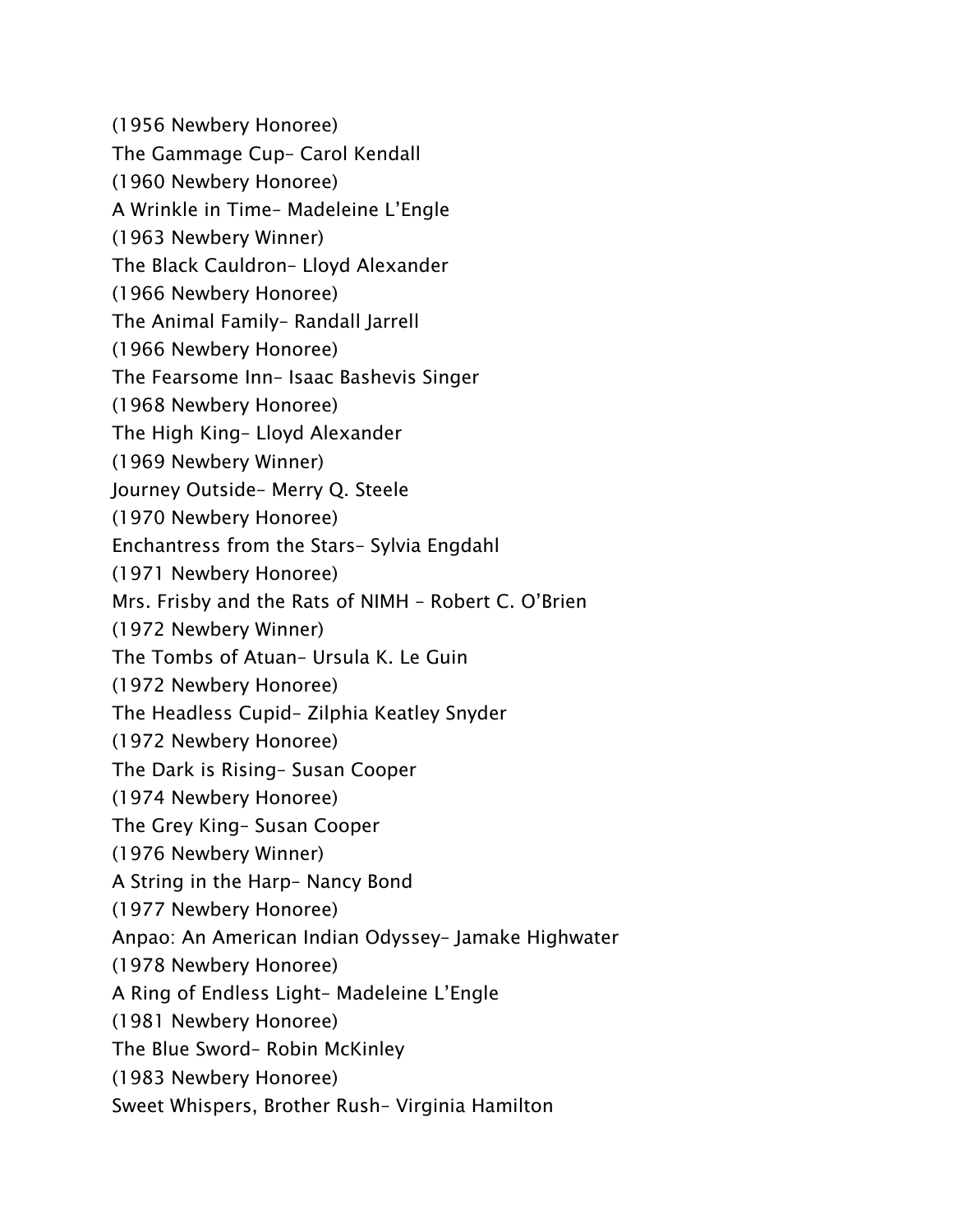(1956 Newbery Honoree)

The Gammage Cup– Carol Kendall

(1960 Newbery Honoree)

A Wrinkle in Time– Madeleine L'Engle

(1963 Newbery Winner)

The Black Cauldron– Lloyd Alexander

(1966 Newbery Honoree)

The Animal Family– Randall Jarrell

(1966 Newbery Honoree)

The Fearsome Inn– Isaac Bashevis Singer

(1968 Newbery Honoree)

The High King– Lloyd Alexander

(1969 Newbery Winner)

Journey Outside– Merry Q. Steele

(1970 Newbery Honoree)

Enchantress from the Stars– Sylvia Engdahl

(1971 Newbery Honoree)

Mrs. Frisby and the Rats of NIMH – Robert C. O'Brien

(1972 Newbery Winner)

The Tombs of Atuan– Ursula K. Le Guin

(1972 Newbery Honoree)

The Headless Cupid– Zilphia Keatley Snyder

(1972 Newbery Honoree)

The Dark is Rising– Susan Cooper

(1974 Newbery Honoree)

The Grey King– Susan Cooper

(1976 Newbery Winner)

A String in the Harp– Nancy Bond

(1977 Newbery Honoree)

Anpao: An American Indian Odyssey– Jamake Highwater

(1978 Newbery Honoree)

A Ring of Endless Light– Madeleine L'Engle

(1981 Newbery Honoree)

The Blue Sword– Robin McKinley

(1983 Newbery Honoree)

Sweet Whispers, Brother Rush– Virginia Hamilton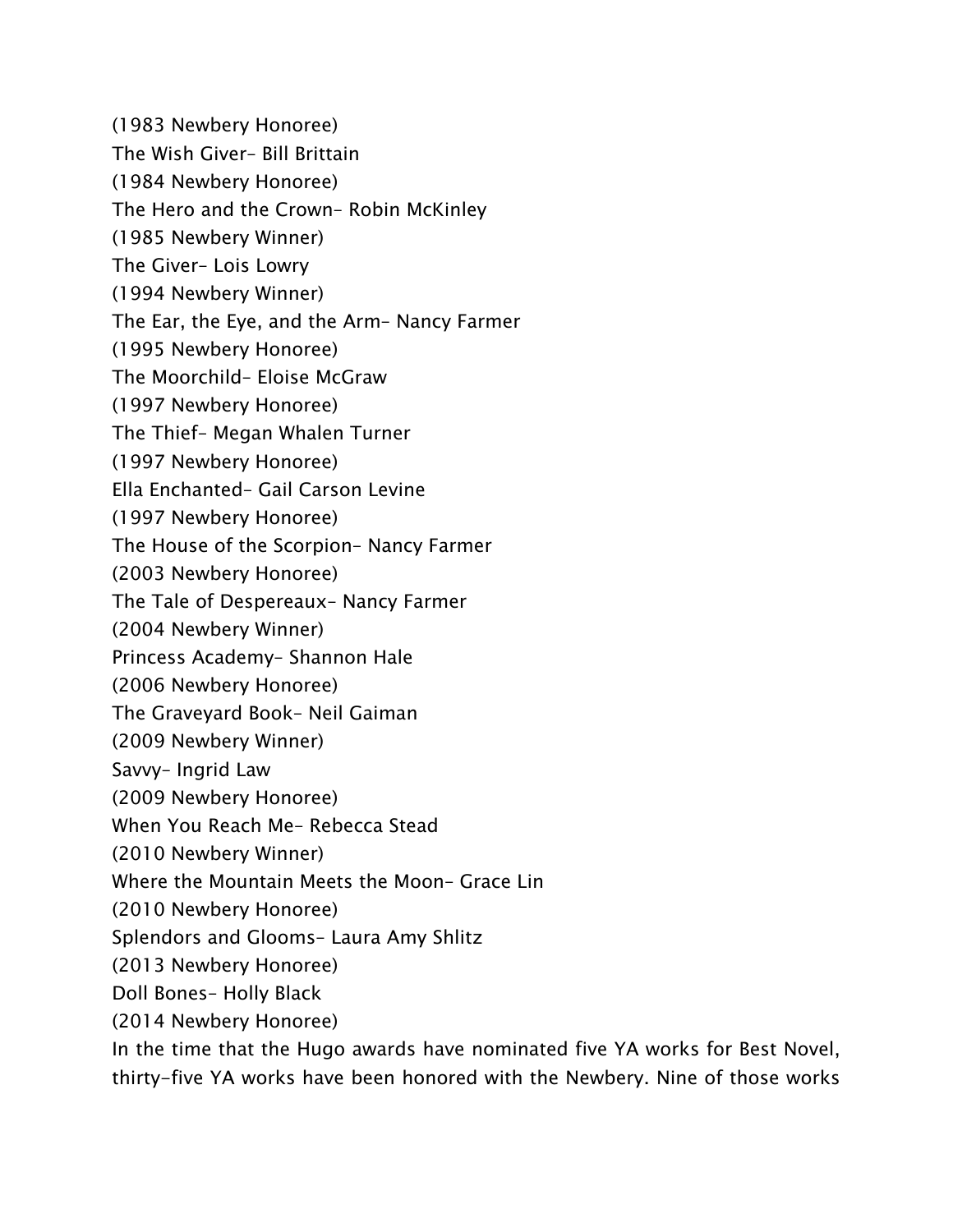(1983 Newbery Honoree)

The Wish Giver– Bill Brittain

(1984 Newbery Honoree)

The Hero and the Crown– Robin McKinley

(1985 Newbery Winner)

The Giver– Lois Lowry

(1994 Newbery Winner)

The Ear, the Eye, and the Arm– Nancy Farmer

(1995 Newbery Honoree)

The Moorchild– Eloise McGraw

(1997 Newbery Honoree)

The Thief– Megan Whalen Turner

(1997 Newbery Honoree)

Ella Enchanted– Gail Carson Levine

(1997 Newbery Honoree)

The House of the Scorpion– Nancy Farmer

(2003 Newbery Honoree)

The Tale of Despereaux– Nancy Farmer

(2004 Newbery Winner)

Princess Academy– Shannon Hale

(2006 Newbery Honoree)

The Graveyard Book– Neil Gaiman

(2009 Newbery Winner)

Savvy– Ingrid Law

(2009 Newbery Honoree)

When You Reach Me– Rebecca Stead

(2010 Newbery Winner)

Where the Mountain Meets the Moon– Grace Lin

(2010 Newbery Honoree)

Splendors and Glooms– Laura Amy Shlitz

(2013 Newbery Honoree)

Doll Bones– Holly Black

(2014 Newbery Honoree)

In the time that the Hugo awards have nominated five YA works for Best Novel, thirty-five YA works have been honored with the Newbery. Nine of those works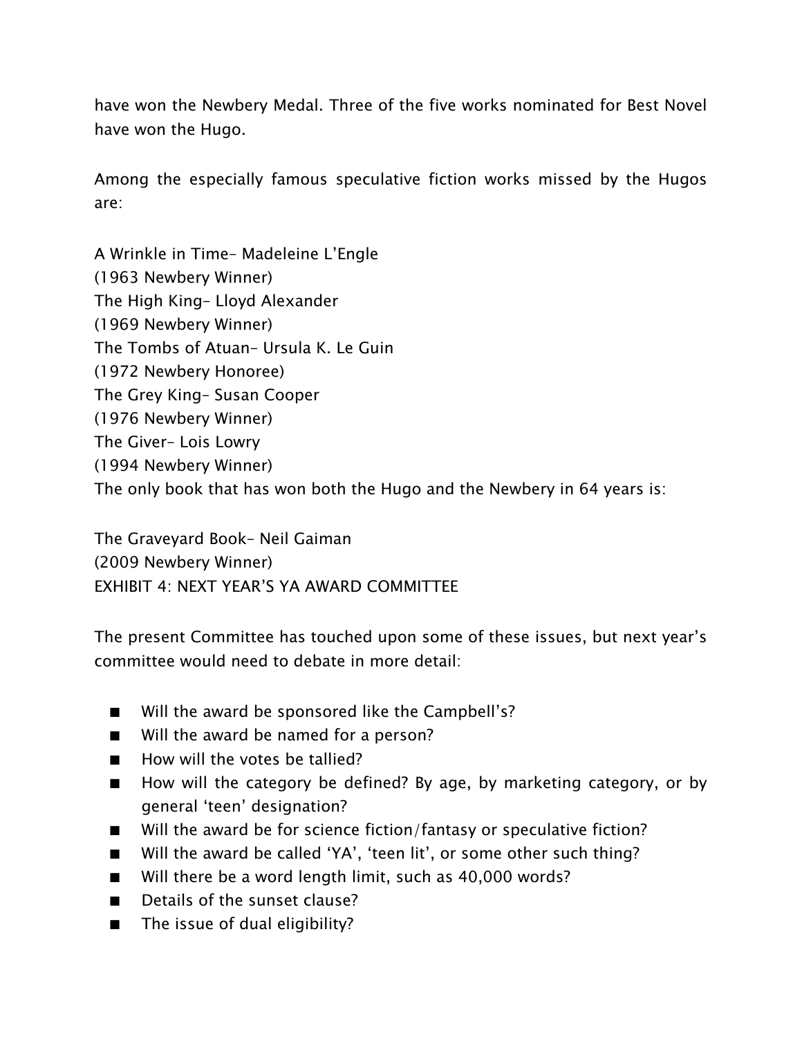have won the Newbery Medal. Three of the five works nominated for Best Novel have won the Hugo.

Among the especially famous speculative fiction works missed by the Hugos are:

A Wrinkle in Time– Madeleine L'Engle
(1963 Newbery Winner)
The High King– Lloyd Alexander
(1969 Newbery Winner)
The Tombs of Atuan– Ursula K. Le Guin
(1972 Newbery Honoree)
The Grey King– Susan Cooper
(1976 Newbery Winner)
The Giver– Lois Lowry
(1994 Newbery Winner)
The only book that has won both the Hugo and the Newbery in 64 years is:

The Graveyard Book– Neil Gaiman
(2009 Newbery Winner)

EXHIBIT 4: NEXT YEAR'S YA AWARD COMMITTEE

The present Committee has touched upon some of these issues, but next year's committee would need to debate in more detail:

- Will the award be sponsored like the Campbell's?
- Will the award be named for a person?
- How will the votes be tallied?
- How will the category be defined? By age, by marketing category, or by general 'teen' designation?
- Will the award be for science fiction/fantasy or speculative fiction?
- Will the award be called 'YA', 'teen lit', or some other such thing?
- Will there be a word length limit, such as 40,000 words?
- Details of the sunset clause?
- The issue of dual eligibility?